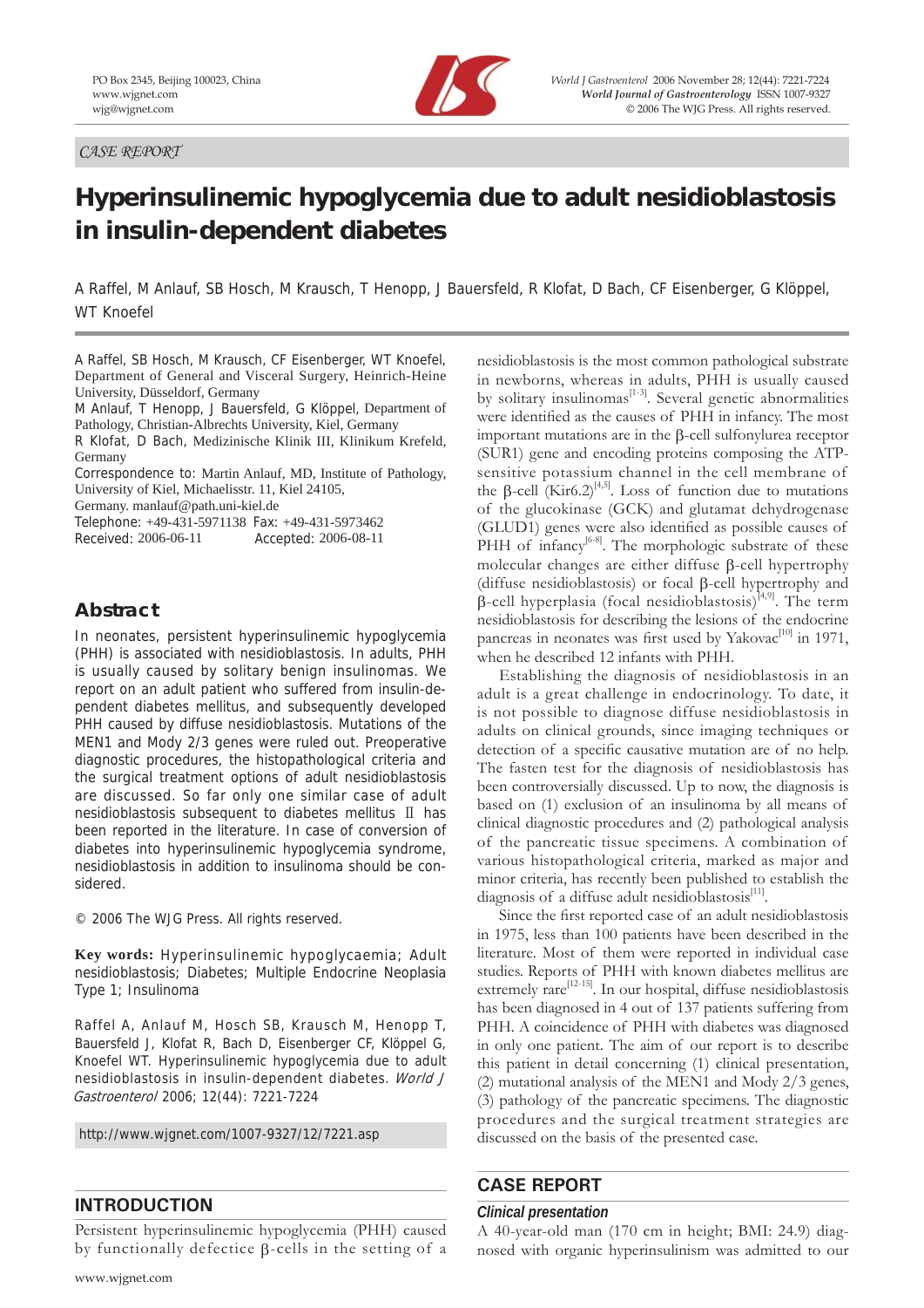CASE REPORT

# Hyperinsulinemic hypoglycemia due to adult nesidioblastosis in insulin-dependent diabetes

A Raffel, M Anlauf, SB Hosch, M Krausch, T Henopp, J Bauersfeld, R Klofat, D Bach, CF Eisenberger, G Klöppel, WT Knoefel

A Raffel, SB Hosch, M Krausch, CF Eisenberger, WT Knoefel, Department of General and Visceral Surgery, Heinrich-Heine University, Düsseldorf, Germany

M Anlauf, T Henopp, J Bauersfeld, G Klöppel, Department of Pathology, Christian-Albrechts University, Kiel, Germany

R Klofat, D Bach, Medizinische Klinik III, Klinikum Krefeld, Germany

Correspondence to: Martin Anlauf, MD, Institute of Pathology, University of Kiel, Michaelisstr. 11, Kiel 24105, Germany. manlauf@path.uni-kiel.de

Telephone: +49-431-5971138 Fax: +49-431-5973462

Received: 2006-06-11 Accepted: 2006-08-11

## Abstract

In neonates, persistent hyperinsulinemic hypoglycemia (PHH) is associated with nesidioblastosis. In adults, PHH is usually caused by solitary benign insulinomas. We report on an adult patient who suffered from insulin-dependent diabetes mellitus, and subsequently developed PHH caused by diffuse nesidioblastosis. Mutations of the MEN1 and Mody 2/3 genes were ruled out. Preoperative diagnostic procedures, the histopathological criteria and the surgical treatment options of adult nesidioblastosis are discussed. So far only one similar case of adult nesidioblastosis subsequent to diabetes mellitus Ⅱ has been reported in the literature. In case of conversion of diabetes into hyperinsulinemic hypoglycemia syndrome, nesidioblastosis in addition to insulinoma should be considered.

© 2006 The WJG Press. All rights reserved.

**Key words:** Hyperinsulinemic hypoglycaemia; Adult nesidioblastosis; Diabetes; Multiple Endocrine Neoplasia Type 1; Insulinoma

Raffel A, Anlauf M, Hosch SB, Krausch M, Henopp T, Bauersfeld J, Klofat R, Bach D, Eisenberger CF, Klöppel G, Knoefel WT. Hyperinsulinemic hypoglycemia due to adult nesidioblastosis in insulin-dependent diabetes. *World J Gastroenterol* 2006; 12(44): 7221-7224

http://www.wjgnet.com/1007-9327/12/7221.asp

## INTRODUCTION

Persistent hyperinsulinemic hypoglycemia (PHH) caused by functionally defectice β-cells in the setting of a nesidioblastosis is the most common pathological substrate in newborns, whereas in adults, PHH is usually caused by solitary insulinomas[1-3]. Several genetic abnormalities were identified as the causes of PHH in infancy. The most important mutations are in the β-cell sulfonylurea receptor (SUR1) gene and encoding proteins composing the ATP-sensitive potassium channel in the cell membrane of the β-cell (Kir6.2)[4,5]. Loss of function due to mutations of the glucokinase (GCK) and glutamat dehydrogenase (GLUD1) genes were also identified as possible causes of PHH of infancy[6-8]. The morphologic substrate of these molecular changes are either diffuse β-cell hypertrophy (diffuse nesidioblastosis) or focal β-cell hypertrophy and β-cell hyperplasia (focal nesidioblastosis)[4,9]. The term nesidioblastosis for describing the lesions of the endocrine pancreas in neonates was first used by Yakovac[10] in 1971, when he described 12 infants with PHH.

Establishing the diagnosis of nesidioblastosis in an adult is a great challenge in endocrinology. To date, it is not possible to diagnose diffuse nesidioblastosis in adults on clinical grounds, since imaging techniques or detection of a specific causative mutation are of no help. The fasten test for the diagnosis of nesidioblastosis has been controversially discussed. Up to now, the diagnosis is based on (1) exclusion of an insulinoma by all means of clinical diagnostic procedures and (2) pathological analysis of the pancreatic tissue specimens. A combination of various histopathological criteria, marked as major and minor criteria, has recently been published to establish the diagnosis of a diffuse adult nesidioblastosis[11].

Since the first reported case of an adult nesidioblastosis in 1975, less than 100 patients have been described in the literature. Most of them were reported in individual case studies. Reports of PHH with known diabetes mellitus are extremely rare[12-15]. In our hospital, diffuse nesidioblastosis has been diagnosed in 4 out of 137 patients suffering from PHH. A coincidence of PHH with diabetes was diagnosed in only one patient. The aim of our report is to describe this patient in detail concerning (1) clinical presentation, (2) mutational analysis of the MEN1 and Mody 2/3 genes, (3) pathology of the pancreatic specimens. The diagnostic procedures and the surgical treatment strategies are discussed on the basis of the presented case.

## CASE REPORT

### Clinical presentation

A 40-year-old man (170 cm in height; BMI: 24.9) diagnosed with organic hyperinsulinism was admitted to our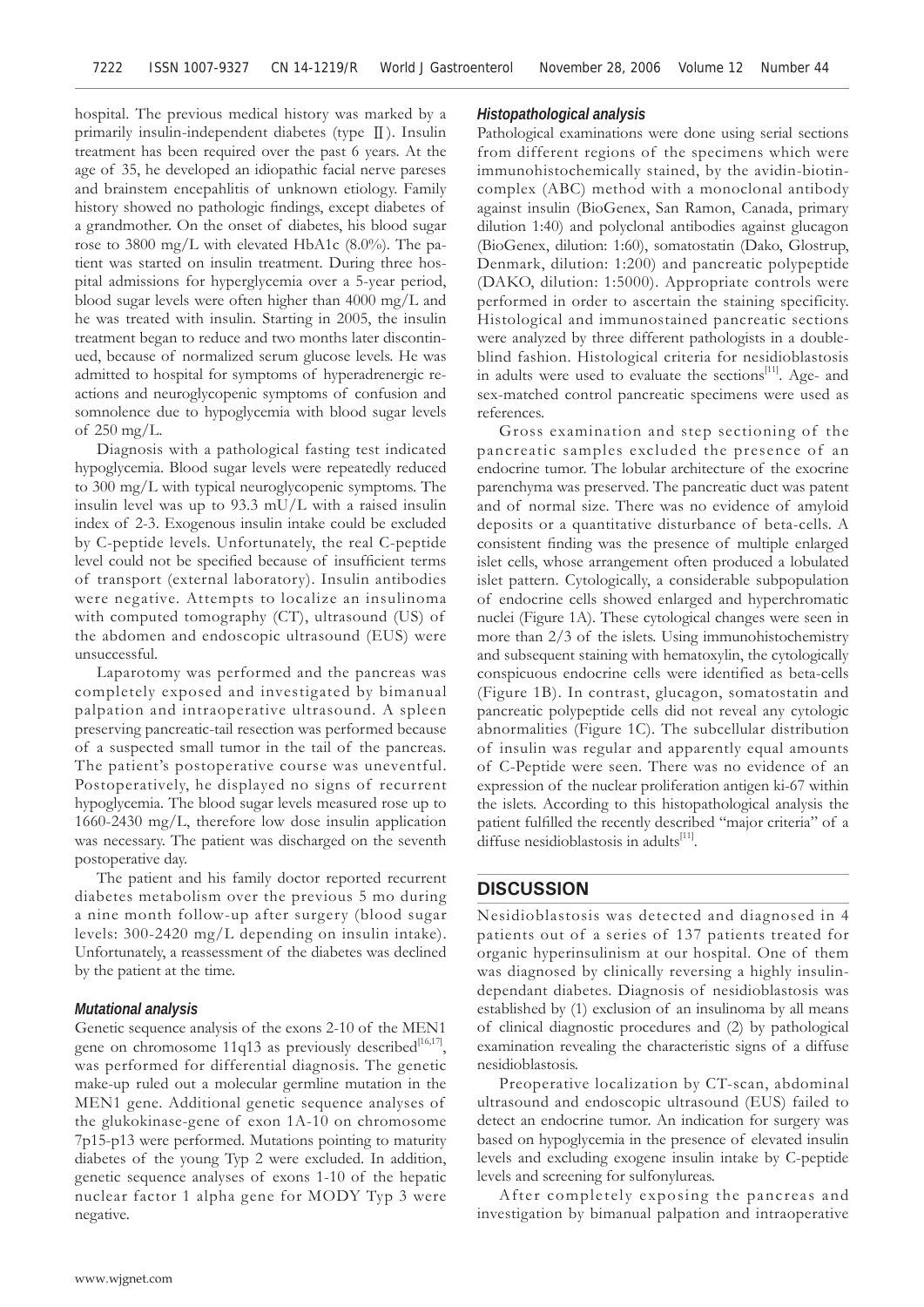hospital. The previous medical history was marked by a primarily insulin-independent diabetes (type Ⅱ). Insulin treatment has been required over the past 6 years. At the age of 35, he developed an idiopathic facial nerve pareses and brainstem encepahlitis of unknown etiology. Family history showed no pathologic findings, except diabetes of a grandmother. On the onset of diabetes, his blood sugar rose to 3800 mg/L with elevated HbA1c (8.0%). The patient was started on insulin treatment. During three hospital admissions for hyperglycemia over a 5-year period, blood sugar levels were often higher than 4000 mg/L and he was treated with insulin. Starting in 2005, the insulin treatment began to reduce and two months later discontinued, because of normalized serum glucose levels. He was admitted to hospital for symptoms of hyperadrenergic reactions and neuroglycopenic symptoms of confusion and somnolence due to hypoglycemia with blood sugar levels of 250 mg/L.

Diagnosis with a pathological fasting test indicated hypoglycemia. Blood sugar levels were repeatedly reduced to 300 mg/L with typical neuroglycopenic symptoms. The insulin level was up to 93.3 mU/L with a raised insulin index of 2-3. Exogenous insulin intake could be excluded by C-peptide levels. Unfortunately, the real C-peptide level could not be specified because of insufficient terms of transport (external laboratory). Insulin antibodies were negative. Attempts to localize an insulinoma with computed tomography (CT), ultrasound (US) of the abdomen and endoscopic ultrasound (EUS) were unsuccessful.

Laparotomy was performed and the pancreas was completely exposed and investigated by bimanual palpation and intraoperative ultrasound. A spleen preserving pancreatic-tail resection was performed because of a suspected small tumor in the tail of the pancreas. The patient's postoperative course was uneventful. Postoperatively, he displayed no signs of recurrent hypoglycemia. The blood sugar levels measured rose up to 1660-2430 mg/L, therefore low dose insulin application was necessary. The patient was discharged on the seventh postoperative day.

The patient and his family doctor reported recurrent diabetes metabolism over the previous 5 mo during a nine month follow-up after surgery (blood sugar levels: 300-2420 mg/L depending on insulin intake). Unfortunately, a reassessment of the diabetes was declined by the patient at the time.

### *Mutational analysis*

Genetic sequence analysis of the exons 2-10 of the MEN1 gene on chromosome 11q13 as previously described[16,17], was performed for differential diagnosis. The genetic make-up ruled out a molecular germline mutation in the MEN1 gene. Additional genetic sequence analyses of the glukokinase-gene of exon 1A-10 on chromosome 7p15-p13 were performed. Mutations pointing to maturity diabetes of the young Typ 2 were excluded. In addition, genetic sequence analyses of exons 1-10 of the hepatic nuclear factor 1 alpha gene for MODY Typ 3 were negative.

### *Histopathological analysis*

Pathological examinations were done using serial sections from different regions of the specimens which were immunohistochemically stained, by the avidin-biotin-complex (ABC) method with a monoclonal antibody against insulin (BioGenex, San Ramon, Canada, primary dilution 1:40) and polyclonal antibodies against glucagon (BioGenex, dilution: 1:60), somatostatin (Dako, Glostrup, Denmark, dilution: 1:200) and pancreatic polypeptide (DAKO, dilution: 1:5000). Appropriate controls were performed in order to ascertain the staining specificity. Histological and immunostained pancreatic sections were analyzed by three different pathologists in a double-blind fashion. Histological criteria for nesidioblastosis in adults were used to evaluate the sections[11]. Age- and sex-matched control pancreatic specimens were used as references.

Gross examination and step sectioning of the pancreatic samples excluded the presence of an endocrine tumor. The lobular architecture of the exocrine parenchyma was preserved. The pancreatic duct was patent and of normal size. There was no evidence of amyloid deposits or a quantitative disturbance of beta-cells. A consistent finding was the presence of multiple enlarged islet cells, whose arrangement often produced a lobulated islet pattern. Cytologically, a considerable subpopulation of endocrine cells showed enlarged and hyperchromatic nuclei (Figure 1A). These cytological changes were seen in more than 2/3 of the islets. Using immunohistochemistry and subsequent staining with hematoxylin, the cytologically conspicuous endocrine cells were identified as beta-cells (Figure 1B). In contrast, glucagon, somatostatin and pancreatic polypeptide cells did not reveal any cytologic abnormalities (Figure 1C). The subcellular distribution of insulin was regular and apparently equal amounts of C-Peptide were seen. There was no evidence of an expression of the nuclear proliferation antigen ki-67 within the islets. According to this histopathological analysis the patient fulfilled the recently described "major criteria" of a diffuse nesidioblastosis in adults[11].

## DISCUSSION

Nesidioblastosis was detected and diagnosed in 4 patients out of a series of 137 patients treated for organic hyperinsulinism at our hospital. One of them was diagnosed by clinically reversing a highly insulin-dependant diabetes. Diagnosis of nesidioblastosis was established by (1) exclusion of an insulinoma by all means of clinical diagnostic procedures and (2) by pathological examination revealing the characteristic signs of a diffuse nesidioblastosis.

Preoperative localization by CT-scan, abdominal ultrasound and endoscopic ultrasound (EUS) failed to detect an endocrine tumor. An indication for surgery was based on hypoglycemia in the presence of elevated insulin levels and excluding exogene insulin intake by C-peptide levels and screening for sulfonylureas.

After completely exposing the pancreas and investigation by bimanual palpation and intraoperative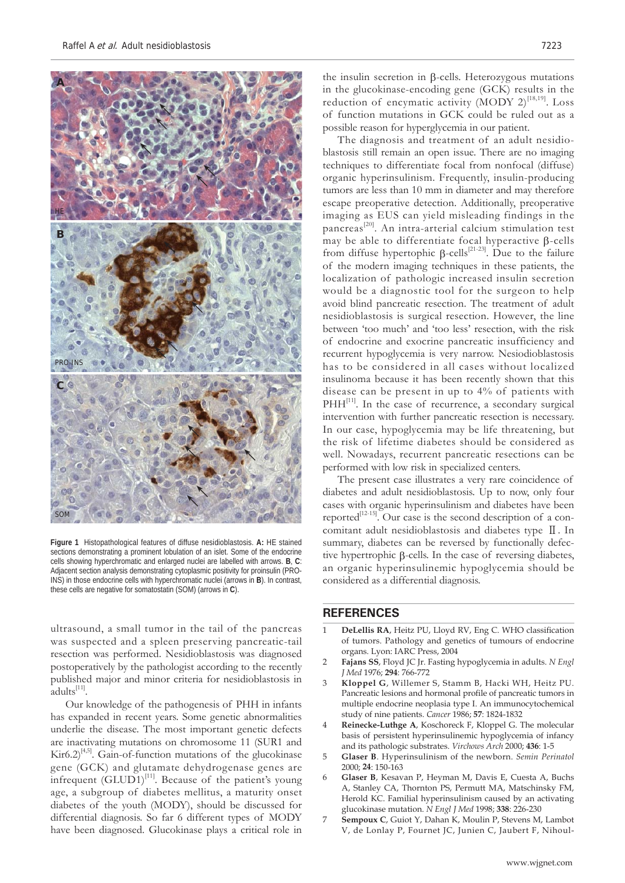Figure 1 Histopathological features of diffuse nesidioblastosis. **A:** HE stained sections demonstrating a prominent lobulation of an islet. Some of the endocrine cells showing hyperchromatic and enlarged nuclei are labelled with arrows. **B**, **C**: Adjacent section analysis demonstrating cytoplasmic positivity for proinsulin (PRO-INS) in those endocrine cells with hyperchromatic nuclei (arrows in **B**). In contrast, these cells are negative for somatostatin (SOM) (arrows in **C**).

ultrasound, a small tumor in the tail of the pancreas was suspected and a spleen preserving pancreatic-tail resection was performed. Nesidioblastosis was diagnosed postoperatively by the pathologist according to the recently published major and minor criteria for nesidioblastosis in adults[11].

Our knowledge of the pathogenesis of PHH in infants has expanded in recent years. Some genetic abnormalities underlie the disease. The most important genetic defects are inactivating mutations on chromosome 11 (SUR1 and Kir6.2)[4,5]. Gain-of-function mutations of the glucokinase gene (GCK) and glutamate dehydrogenase genes are infrequent (GLUD1)[11]. Because of the patient's young age, a subgroup of diabetes mellitus, a maturity onset diabetes of the youth (MODY), should be discussed for differential diagnosis. So far 6 different types of MODY have been diagnosed. Glucokinase plays a critical role in the insulin secretion in β-cells. Heterozygous mutations in the glucokinase-encoding gene (GCK) results in the reduction of encymatic activity (MODY 2)[18,19]. Loss of function mutations in GCK could be ruled out as a possible reason for hyperglycemia in our patient.

The diagnosis and treatment of an adult nesidioblastosis still remain an open issue. There are no imaging techniques to differentiate focal from nonfocal (diffuse) organic hyperinsulinism. Frequently, insulin-producing tumors are less than 10 mm in diameter and may therefore escape preoperative detection. Additionally, preoperative imaging as EUS can yield misleading findings in the pancreas[20]. An intra-arterial calcium stimulation test may be able to differentiate focal hyperactive β-cells from diffuse hypertophic β-cells[21-23]. Due to the failure of the modern imaging techniques in these patients, the localization of pathologic increased insulin secretion would be a diagnostic tool for the surgeon to help avoid blind pancreatic resection. The treatment of adult nesidioblastosis is surgical resection. However, the line between 'too much' and 'too less' resection, with the risk of endocrine and exocrine pancreatic insufficiency and recurrent hypoglycemia is very narrow. Nesiodioblastosis has to be considered in all cases without localized insulinoma because it has been recently shown that this disease can be present in up to 4% of patients with PHH[11]. In the case of recurrence, a secondary surgical intervention with further pancreatic resection is necessary. In our case, hypoglycemia may be life threatening, but the risk of lifetime diabetes should be considered as well. Nowadays, recurrent pancreatic resections can be performed with low risk in specialized centers.

The present case illustrates a very rare coincidence of diabetes and adult nesidioblastosis. Up to now, only four cases with organic hyperinsulinism and diabetes have been reported[12-15]. Our case is the second description of a concomitant adult nesidioblastosis and diabetes type Ⅱ. In summary, diabetes can be reversed by functionally defective hypertrophic β-cells. In the case of reversing diabetes, an organic hyperinsulinemic hypoglycemia should be considered as a differential diagnosis.

## REFERENCES

1. **DeLellis RA**, Heitz PU, Lloyd RV, Eng C. WHO classification of tumors. Pathology and genetics of tumours of endocrine organs. Lyon: IARC Press, 2004
2. **Fajans SS**, Floyd JC Jr. Fasting hypoglycemia in adults. *N Engl J Med* 1976; **294**: 766-772
3. **Kloppel G**, Willemer S, Stamm B, Hacki WH, Heitz PU. Pancreatic lesions and hormonal profile of pancreatic tumors in multiple endocrine neoplasia type I. An immunocytochemical study of nine patients. *Cancer* 1986; **57**: 1824-1832
4. **Reinecke-Luthge A**, Koschoreck F, Kloppel G. The molecular basis of persistent hyperinsulinemic hypoglycemia of infancy and its pathologic substrates. *Virchows Arch* 2000; **436**: 1-5
5. **Glaser B**. Hyperinsulinism of the newborn. *Semin Perinatol* 2000; **24**: 150-163
6. **Glaser B**, Kesavan P, Heyman M, Davis E, Cuesta A, Buchs A, Stanley CA, Thornton PS, Permutt MA, Matschinsky FM, Herold KC. Familial hyperinsulinism caused by an activating glucokinase mutation. *N Engl J Med* 1998; **338**: 226-230
7. **Sempoux C**, Guiot Y, Dahan K, Moulin P, Stevens M, Lambot V, de Lonlay P, Fournet JC, Junien C, Jaubert F, Nihoul-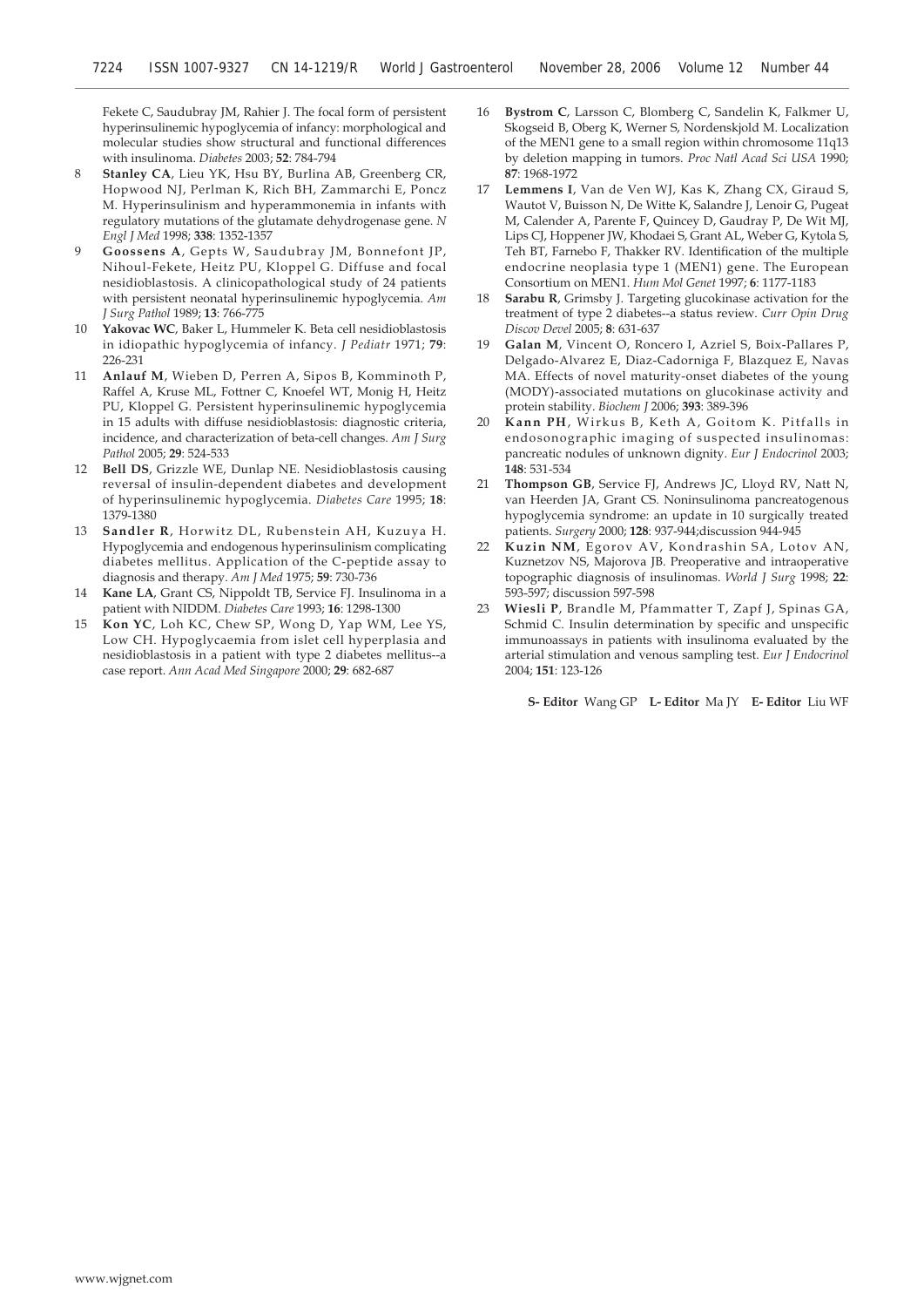Fekete C, Saudubray JM, Rahier J. The focal form of persistent hyperinsulinemic hypoglycemia of infancy: morphological and molecular studies show structural and functional differences with insulinoma. *Diabetes* 2003; **52**: 784-794

8. **Stanley CA**, Lieu YK, Hsu BY, Burlina AB, Greenberg CR, Hopwood NJ, Perlman K, Rich BH, Zammarchi E, Poncz M. Hyperinsulinism and hyperammonemia in infants with regulatory mutations of the glutamate dehydrogenase gene. *N Engl J Med* 1998; **338**: 1352-1357
9. **Goossens A**, Gepts W, Saudubray JM, Bonnefont JP, Nihoul-Fekete, Heitz PU, Kloppel G. Diffuse and focal nesidioblastosis. A clinicopathological study of 24 patients with persistent neonatal hyperinsulinemic hypoglycemia. *Am J Surg Pathol* 1989; **13**: 766-775
10. **Yakovac WC**, Baker L, Hummeler K. Beta cell nesidioblastosis in idiopathic hypoglycemia of infancy. *J Pediatr* 1971; **79**: 226-231
11. **Anlauf M**, Wieben D, Perren A, Sipos B, Komminoth P, Raffel A, Kruse ML, Fottner C, Knoefel WT, Monig H, Heitz PU, Kloppel G. Persistent hyperinsulinemic hypoglycemia in 15 adults with diffuse nesidioblastosis: diagnostic criteria, incidence, and characterization of beta-cell changes. *Am J Surg Pathol* 2005; **29**: 524-533
12. **Bell DS**, Grizzle WE, Dunlap NE. Nesidioblastosis causing reversal of insulin-dependent diabetes and development of hyperinsulinemic hypoglycemia. *Diabetes Care* 1995; **18**: 1379-1380
13. **Sandler R**, Horwitz DL, Rubenstein AH, Kuzuya H. Hypoglycemia and endogenous hyperinsulinism complicating diabetes mellitus. Application of the C-peptide assay to diagnosis and therapy. *Am J Med* 1975; **59**: 730-736
14. **Kane LA**, Grant CS, Nippoldt TB, Service FJ. Insulinoma in a patient with NIDDM. *Diabetes Care* 1993; **16**: 1298-1300
15. **Kon YC**, Loh KC, Chew SP, Wong D, Yap WM, Lee YS, Low CH. Hypoglycaemia from islet cell hyperplasia and nesidioblastosis in a patient with type 2 diabetes mellitus--a case report. *Ann Acad Med Singapore* 2000; **29**: 682-687
16. **Bystrom C**, Larsson C, Blomberg C, Sandelin K, Falkmer U, Skogseid B, Oberg K, Werner S, Nordenskjold M. Localization of the MEN1 gene to a small region within chromosome 11q13 by deletion mapping in tumors. *Proc Natl Acad Sci USA* 1990; **87**: 1968-1972
17. **Lemmens I**, Van de Ven WJ, Kas K, Zhang CX, Giraud S, Wautot V, Buisson N, De Witte K, Salandre J, Lenoir G, Pugeat M, Calender A, Parente F, Quincey D, Gaudray P, De Wit MJ, Lips CJ, Hoppener JW, Khodaei S, Grant AL, Weber G, Kytola S, Teh BT, Farnebo F, Thakker RV. Identification of the multiple endocrine neoplasia type 1 (MEN1) gene. The European Consortium on MEN1. *Hum Mol Genet* 1997; **6**: 1177-1183
18. **Sarabu R**, Grimsby J. Targeting glucokinase activation for the treatment of type 2 diabetes--a status review. *Curr Opin Drug Discov Devel* 2005; **8**: 631-637
19. **Galan M**, Vincent O, Roncero I, Azriel S, Boix-Pallares P, Delgado-Alvarez E, Diaz-Cadorniga F, Blazquez E, Navas MA. Effects of novel maturity-onset diabetes of the young (MODY)-associated mutations on glucokinase activity and protein stability. *Biochem J* 2006; **393**: 389-396
20. **Kann PH**, Wirkus B, Keth A, Goitom K. Pitfalls in endosonographic imaging of suspected insulinomas: pancreatic nodules of unknown dignity. *Eur J Endocrinol* 2003; **148**: 531-534
21. **Thompson GB**, Service FJ, Andrews JC, Lloyd RV, Natt N, van Heerden JA, Grant CS. Noninsulinoma pancreatogenous hypoglycemia syndrome: an update in 10 surgically treated patients. *Surgery* 2000; **128**: 937-944;discussion 944-945
22. **Kuzin NM**, Egorov AV, Kondrashin SA, Lotov AN, Kuznetzov NS, Majorova JB. Preoperative and intraoperative topographic diagnosis of insulinomas. *World J Surg* 1998; **22**: 593-597; discussion 597-598
23. **Wiesli P**, Brandle M, Pfammatter T, Zapf J, Spinas GA, Schmid C. Insulin determination by specific and unspecific immunoassays in patients with insulinoma evaluated by the arterial stimulation and venous sampling test. *Eur J Endocrinol* 2004; **151**: 123-126

**S- Editor** Wang GP **L- Editor** Ma JY **E- Editor** Liu WF